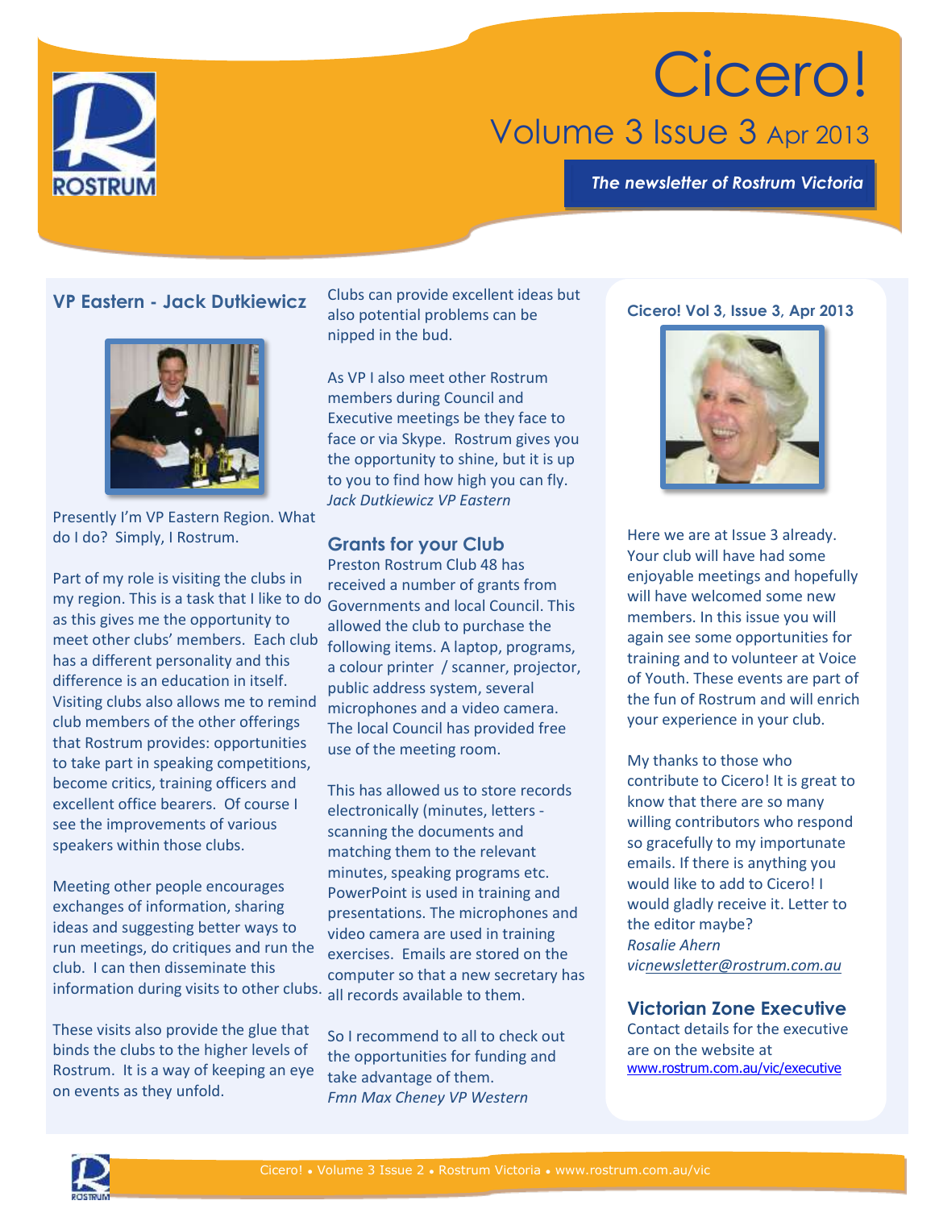# Cicero!

## Volume 3 Issue 3 Apr 2013

**The newsletter of Rostrum Victoria**

### VP Eastern - Jack Dutkiewicz

Presently I'm VP Eastern Region. What do I do? Simply, I Rostrum.

Part of my role is visiting the clubs in my region. This is a task that I like to do as this gives me the opportunity to meet other clubs' members. Each club has a different personality and this difference is an education in itself. Visiting clubs also allows me to remind club members of the other offerings that Rostrum provides: opportunities to take part in speaking competitions, become critics, training officers and excellent office bearers. Of course I see the improvements of various speakers within those clubs.

Meeting other people encourages exchanges of information, sharing ideas and suggesting better ways to run meetings, do critiques and run the club. I can then disseminate this information during visits to other clubs.

These visits also provide the glue that binds the clubs to the higher levels of Rostrum. It is a way of keeping an eye on events as they unfold. Clubs can provide excellent ideas but also potential problems can be nipped in the bud.

As VP I also meet other Rostrum members during Council and Executive meetings be they face to face or via Skype. Rostrum gives you the opportunity to shine, but it is up to you to find how high you can fly.

*Jack Dutkiewicz VP Eastern*

### Grants for your Club

Preston Rostrum Club 48 has received a number of grants from Governments and local Council. This allowed the club to purchase the following items. A laptop, programs, a colour printer / scanner, projector, public address system, several microphones and a video camera. The local Council has provided free use of the meeting room.

This has allowed us to store records electronically (minutes, letters - scanning the documents and matching them to the relevant minutes, speaking programs etc. PowerPoint is used in training and presentations. The microphones and video camera are used in training exercises. Emails are stored on the computer so that a new secretary has all records available to them.

So I recommend to all to check out the opportunities for funding and take advantage of them.

*Fmn Max Cheney VP Western*

### Cicero! Vol 3, Issue 3, Apr 2013

Here we are at Issue 3 already. Your club will have had some enjoyable meetings and hopefully will have welcomed some new members. In this issue you will again see some opportunities for training and to volunteer at Voice of Youth. These events are part of the fun of Rostrum and will enrich your experience in your club.

My thanks to those who contribute to Cicero! It is great to know that there are so many willing contributors who respond so gracefully to my importunate emails. If there is anything you would like to add to Cicero! I would gladly receive it. Letter to the editor maybe?

*Rosalie Ahern*
*vicnewsletter@rostrum.com.au*

### Victorian Zone Executive

Contact details for the executive are on the website at www.rostrum.com.au/vic/executive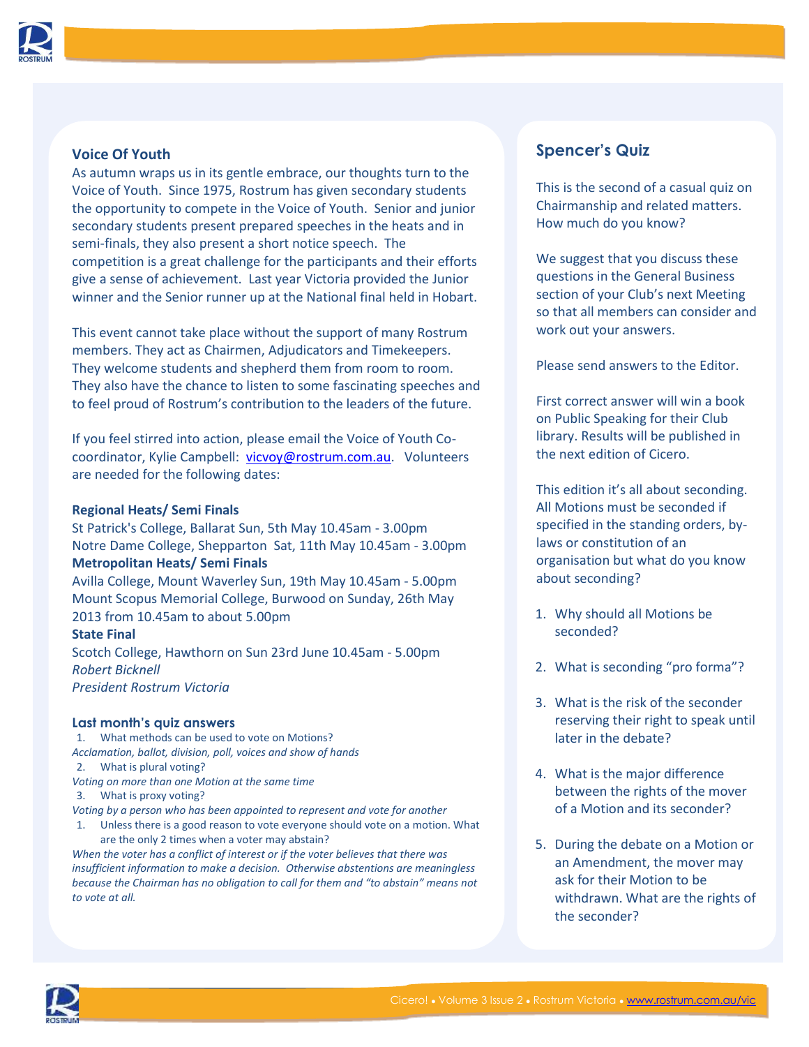## Voice Of Youth

As autumn wraps us in its gentle embrace, our thoughts turn to the Voice of Youth. Since 1975, Rostrum has given secondary students the opportunity to compete in the Voice of Youth. Senior and junior secondary students present prepared speeches in the heats and in semi-finals, they also present a short notice speech. The competition is a great challenge for the participants and their efforts give a sense of achievement. Last year Victoria provided the Junior winner and the Senior runner up at the National final held in Hobart.

This event cannot take place without the support of many Rostrum members. They act as Chairmen, Adjudicators and Timekeepers. They welcome students and shepherd them from room to room. They also have the chance to listen to some fascinating speeches and to feel proud of Rostrum's contribution to the leaders of the future.

If you feel stirred into action, please email the Voice of Youth Co-coordinator, Kylie Campbell: vicvoy@rostrum.com.au. Volunteers are needed for the following dates:

**Regional Heats/ Semi Finals**
St Patrick's College, Ballarat Sun, 5th May 10.45am - 3.00pm
Notre Dame College, Shepparton Sat, 11th May 10.45am - 3.00pm
**Metropolitan Heats/ Semi Finals**
Avilla College, Mount Waverley Sun, 19th May 10.45am - 5.00pm
Mount Scopus Memorial College, Burwood on Sunday, 26th May 2013 from 10.45am to about 5.00pm
**State Final**
Scotch College, Hawthorn on Sun 23rd June 10.45am - 5.00pm
*Robert Bicknell*
*President Rostrum Victoria*

### Last month's quiz answers

1. What methods can be used to vote on Motions?

*Acclamation, ballot, division, poll, voices and show of hands*

2. What is plural voting?

*Voting on more than one Motion at the same time*

3. What is proxy voting?

*Voting by a person who has been appointed to represent and vote for another*

1. Unless there is a good reason to vote everyone should vote on a motion. What are the only 2 times when a voter may abstain?

*When the voter has a conflict of interest or if the voter believes that there was insufficient information to make a decision. Otherwise abstentions are meaningless because the Chairman has no obligation to call for them and "to abstain" means not to vote at all.*

## Spencer's Quiz

This is the second of a casual quiz on Chairmanship and related matters. How much do you know?

We suggest that you discuss these questions in the General Business section of your Club's next Meeting so that all members can consider and work out your answers.

Please send answers to the Editor.

First correct answer will win a book on Public Speaking for their Club library. Results will be published in the next edition of Cicero.

This edition it's all about seconding. All Motions must be seconded if specified in the standing orders, by-laws or constitution of an organisation but what do you know about seconding?

1. Why should all Motions be seconded?
2. What is seconding "pro forma"?
3. What is the risk of the seconder reserving their right to speak until later in the debate?
4. What is the major difference between the rights of the mover of a Motion and its seconder?
5. During the debate on a Motion or an Amendment, the mover may ask for their Motion to be withdrawn. What are the rights of the seconder?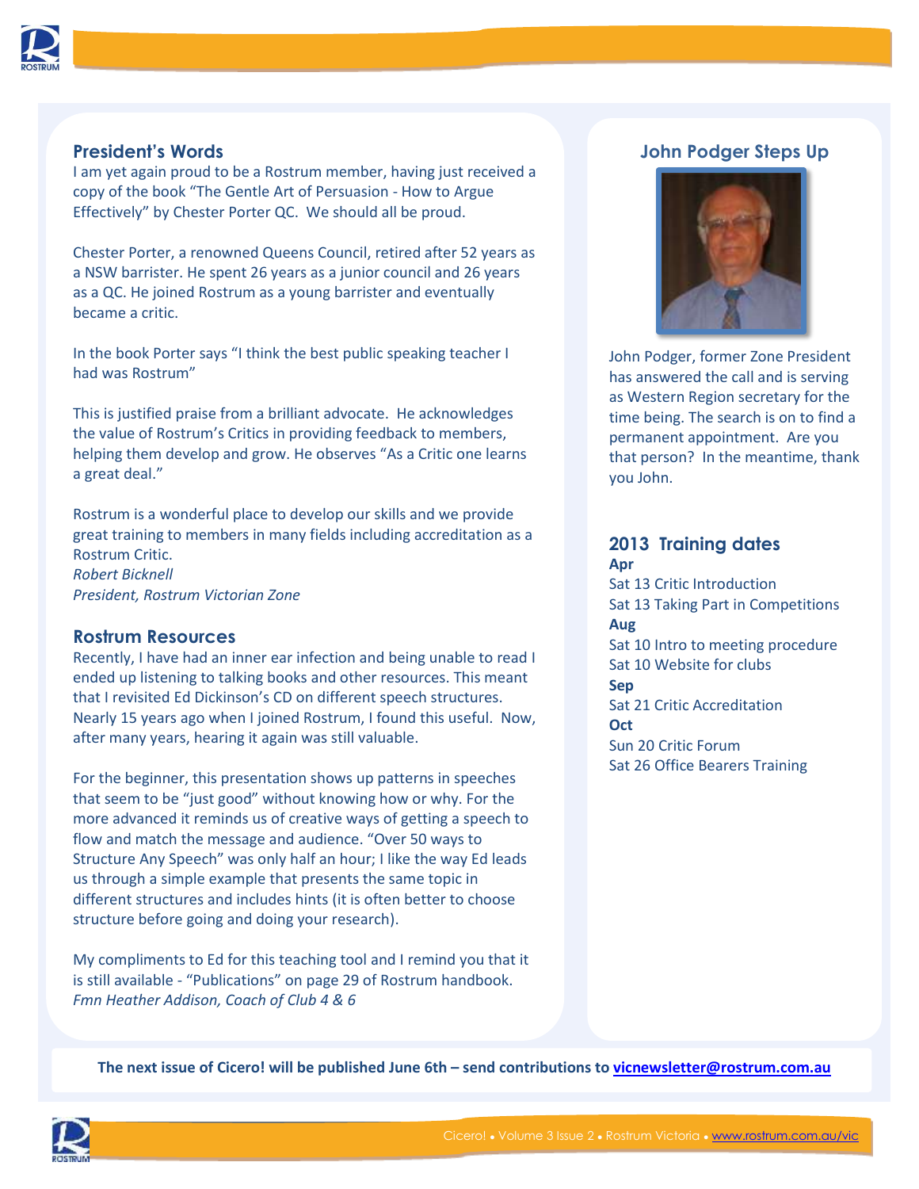## President's Words

I am yet again proud to be a Rostrum member, having just received a copy of the book "The Gentle Art of Persuasion - How to Argue Effectively" by Chester Porter QC. We should all be proud.

Chester Porter, a renowned Queens Council, retired after 52 years as a NSW barrister. He spent 26 years as a junior council and 26 years as a QC. He joined Rostrum as a young barrister and eventually became a critic.

In the book Porter says "I think the best public speaking teacher I had was Rostrum"

This is justified praise from a brilliant advocate. He acknowledges the value of Rostrum's Critics in providing feedback to members, helping them develop and grow. He observes "As a Critic one learns a great deal."

Rostrum is a wonderful place to develop our skills and we provide great training to members in many fields including accreditation as a Rostrum Critic.

*Robert Bicknell*
*President, Rostrum Victorian Zone*

## Rostrum Resources

Recently, I have had an inner ear infection and being unable to read I ended up listening to talking books and other resources. This meant that I revisited Ed Dickinson's CD on different speech structures. Nearly 15 years ago when I joined Rostrum, I found this useful. Now, after many years, hearing it again was still valuable.

For the beginner, this presentation shows up patterns in speeches that seem to be "just good" without knowing how or why. For the more advanced it reminds us of creative ways of getting a speech to flow and match the message and audience. "Over 50 ways to Structure Any Speech" was only half an hour; I like the way Ed leads us through a simple example that presents the same topic in different structures and includes hints (it is often better to choose structure before going and doing your research).

My compliments to Ed for this teaching tool and I remind you that it is still available - "Publications" on page 29 of Rostrum handbook.

*Fmn Heather Addison, Coach of Club 4 & 6*

## John Podger Steps Up

John Podger, former Zone President has answered the call and is serving as Western Region secretary for the time being. The search is on to find a permanent appointment. Are you that person? In the meantime, thank you John.

## 2013 Training dates

**Apr**
Sat 13 Critic Introduction
Sat 13 Taking Part in Competitions

**Aug**
Sat 10 Intro to meeting procedure
Sat 10 Website for clubs

**Sep**
Sat 21 Critic Accreditation

**Oct**
Sun 20 Critic Forum
Sat 26 Office Bearers Training

**The next issue of Cicero! will be published June 6th – send contributions to vicnewsletter@rostrum.com.au**